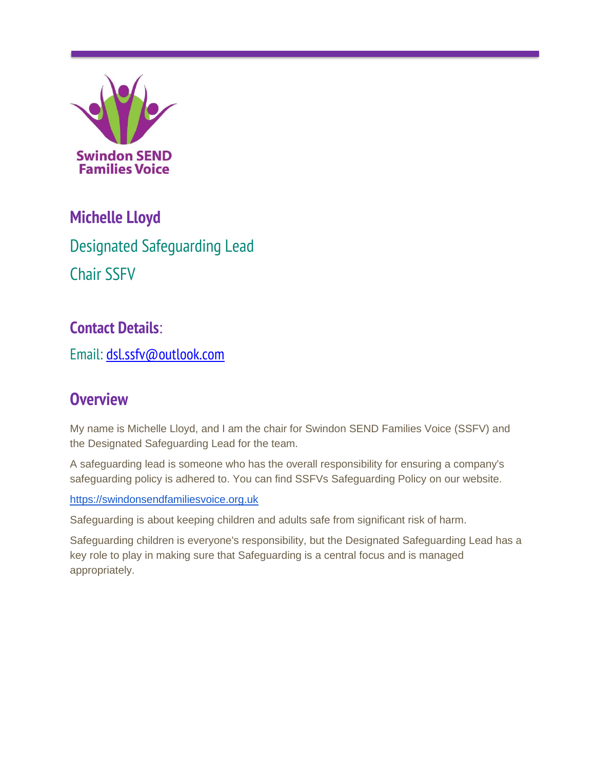Swindon SEND Families Voice

# Michelle Lloyd

## Designated Safeguarding Lead

## Chair SSFV

## Contact Details:

Email: [dsl.ssfv@outlook.com](mailto:dsl.ssfv@outlook.com)

## Overview

My name is Michelle Lloyd, and I am the chair for Swindon SEND Families Voice (SSFV) and the Designated Safeguarding Lead for the team.

A safeguarding lead is someone who has the overall responsibility for ensuring a company's safeguarding policy is adhered to. You can find SSFVs Safeguarding Policy on our website.

https://swindonsendfamiliesvoice.org.uk

Safeguarding is about keeping children and adults safe from significant risk of harm.

Safeguarding children is everyone's responsibility, but the Designated Safeguarding Lead has a key role to play in making sure that Safeguarding is a central focus and is managed appropriately.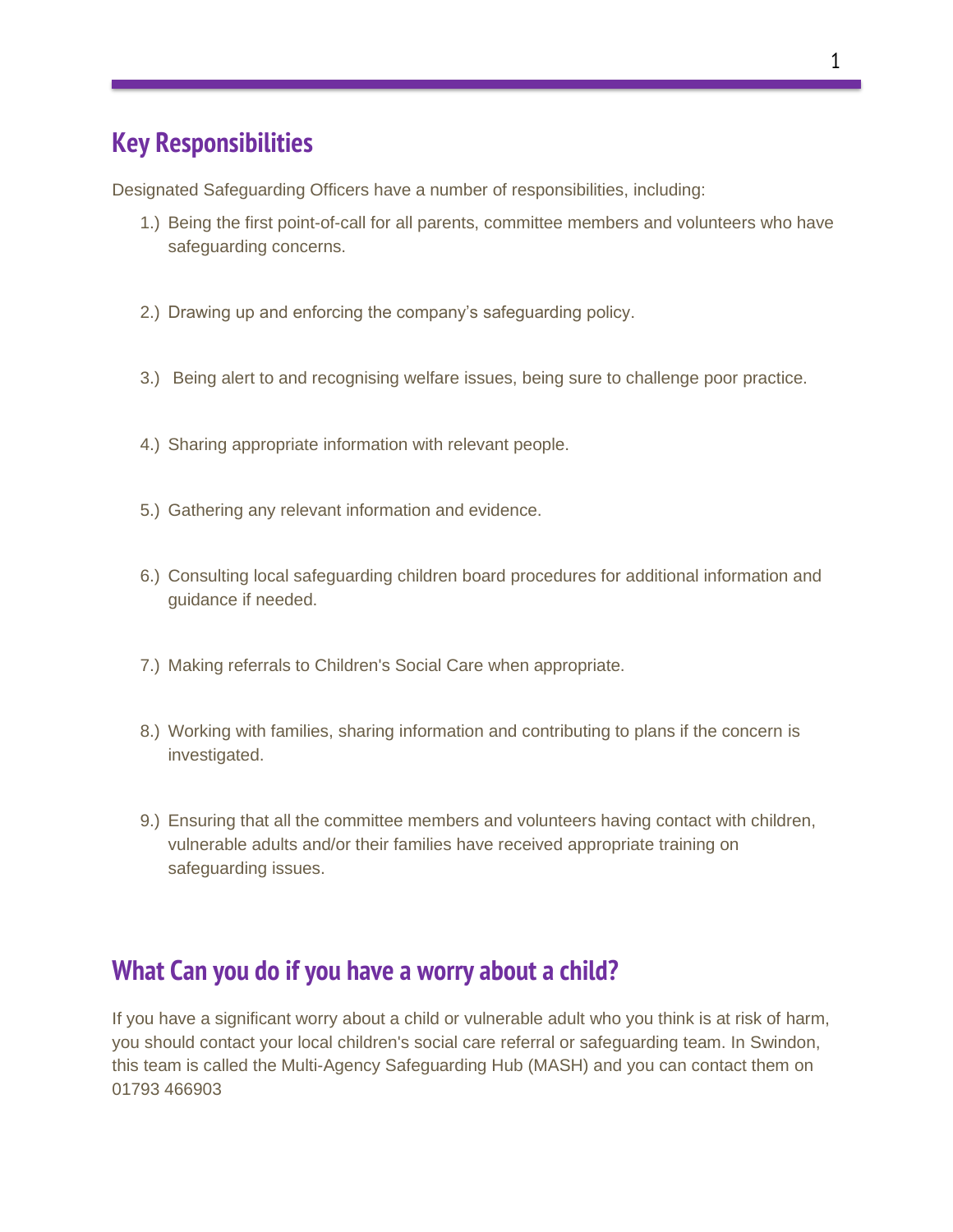## Key Responsibilities

Designated Safeguarding Officers have a number of responsibilities, including:

1.) Being the first point-of-call for all parents, committee members and volunteers who have safeguarding concerns.

2.) Drawing up and enforcing the company's safeguarding policy.

3.) Being alert to and recognising welfare issues, being sure to challenge poor practice.

4.) Sharing appropriate information with relevant people.

5.) Gathering any relevant information and evidence.

6.) Consulting local safeguarding children board procedures for additional information and guidance if needed.

7.) Making referrals to Children's Social Care when appropriate.

8.) Working with families, sharing information and contributing to plans if the concern is investigated.

9.) Ensuring that all the committee members and volunteers having contact with children, vulnerable adults and/or their families have received appropriate training on safeguarding issues.

## What Can you do if you have a worry about a child?

If you have a significant worry about a child or vulnerable adult who you think is at risk of harm, you should contact your local children's social care referral or safeguarding team. In Swindon, this team is called the Multi-Agency Safeguarding Hub (MASH) and you can contact them on 01793 466903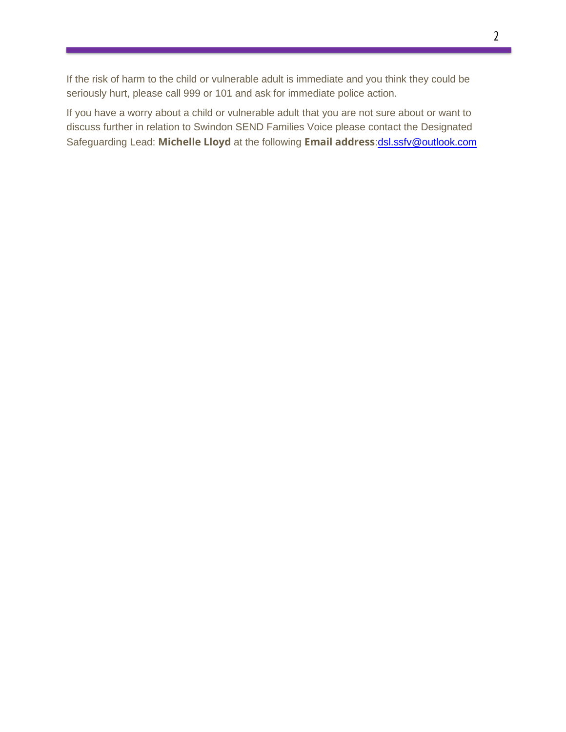If the risk of harm to the child or vulnerable adult is immediate and you think they could be seriously hurt, please call 999 or 101 and ask for immediate police action.

If you have a worry about a child or vulnerable adult that you are not sure about or want to discuss further in relation to Swindon SEND Families Voice please contact the Designated Safeguarding Lead: **Michelle Lloyd** at the following **Email address**:dsl.ssfv@outlook.com